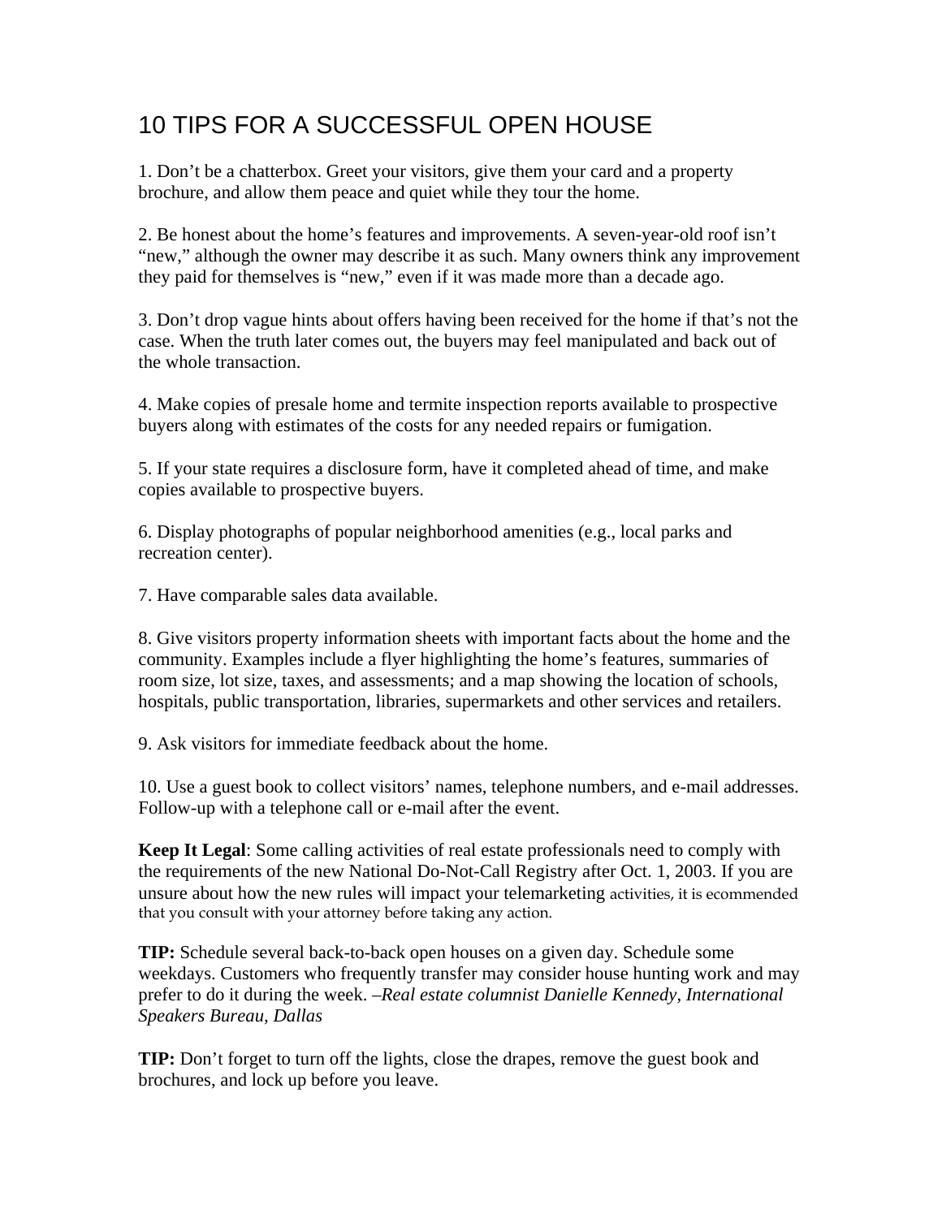# 10 TIPS FOR A SUCCESSFUL OPEN HOUSE

1. Don't be a chatterbox. Greet your visitors, give them your card and a property brochure, and allow them peace and quiet while they tour the home.

2. Be honest about the home's features and improvements. A seven-year-old roof isn't "new," although the owner may describe it as such. Many owners think any improvement they paid for themselves is "new," even if it was made more than a decade ago.

3. Don't drop vague hints about offers having been received for the home if that's not the case. When the truth later comes out, the buyers may feel manipulated and back out of the whole transaction.

4. Make copies of presale home and termite inspection reports available to prospective buyers along with estimates of the costs for any needed repairs or fumigation.

5. If your state requires a disclosure form, have it completed ahead of time, and make copies available to prospective buyers.

6. Display photographs of popular neighborhood amenities (e.g., local parks and recreation center).

7. Have comparable sales data available.

8. Give visitors property information sheets with important facts about the home and the community. Examples include a flyer highlighting the home's features, summaries of room size, lot size, taxes, and assessments; and a map showing the location of schools, hospitals, public transportation, libraries, supermarkets and other services and retailers.

9. Ask visitors for immediate feedback about the home.

10. Use a guest book to collect visitors' names, telephone numbers, and e-mail addresses. Follow-up with a telephone call or e-mail after the event.

**Keep It Legal**: Some calling activities of real estate professionals need to comply with the requirements of the new National Do-Not-Call Registry after Oct. 1, 2003. If you are unsure about how the new rules will impact your telemarketing activities, it is ecommended that you consult with your attorney before taking any action.

**TIP:** Schedule several back-to-back open houses on a given day. Schedule some weekdays. Customers who frequently transfer may consider house hunting work and may prefer to do it during the week. *–Real estate columnist Danielle Kennedy, International Speakers Bureau, Dallas*

**TIP:** Don't forget to turn off the lights, close the drapes, remove the guest book and brochures, and lock up before you leave.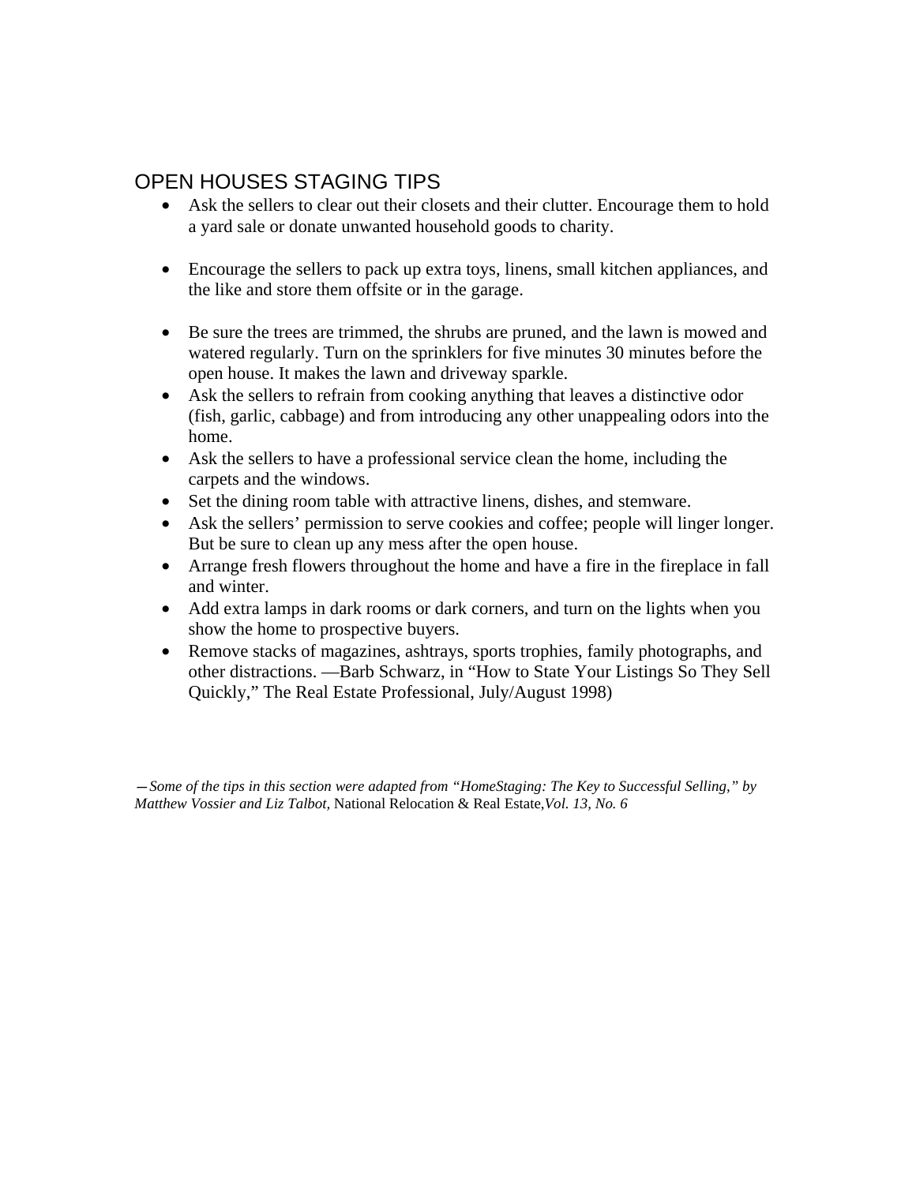## OPEN HOUSES STAGING TIPS

- Ask the sellers to clear out their closets and their clutter. Encourage them to hold a yard sale or donate unwanted household goods to charity.
- Encourage the sellers to pack up extra toys, linens, small kitchen appliances, and the like and store them offsite or in the garage.
- Be sure the trees are trimmed, the shrubs are pruned, and the lawn is mowed and watered regularly. Turn on the sprinklers for five minutes 30 minutes before the open house. It makes the lawn and driveway sparkle.
- Ask the sellers to refrain from cooking anything that leaves a distinctive odor (fish, garlic, cabbage) and from introducing any other unappealing odors into the home.
- Ask the sellers to have a professional service clean the home, including the carpets and the windows.
- Set the dining room table with attractive linens, dishes, and stemware.
- Ask the sellers' permission to serve cookies and coffee; people will linger longer. But be sure to clean up any mess after the open house.
- Arrange fresh flowers throughout the home and have a fire in the fireplace in fall and winter.
- Add extra lamps in dark rooms or dark corners, and turn on the lights when you show the home to prospective buyers.
- Remove stacks of magazines, ashtrays, sports trophies, family photographs, and other distractions. —Barb Schwarz, in "How to State Your Listings So They Sell Quickly," The Real Estate Professional, July/August 1998)

—*Some of the tips in this section were adapted from "HomeStaging: The Key to Successful Selling," by Matthew Vossier and Liz Talbot,* National Relocation & Real Estate,*Vol. 13, No. 6*